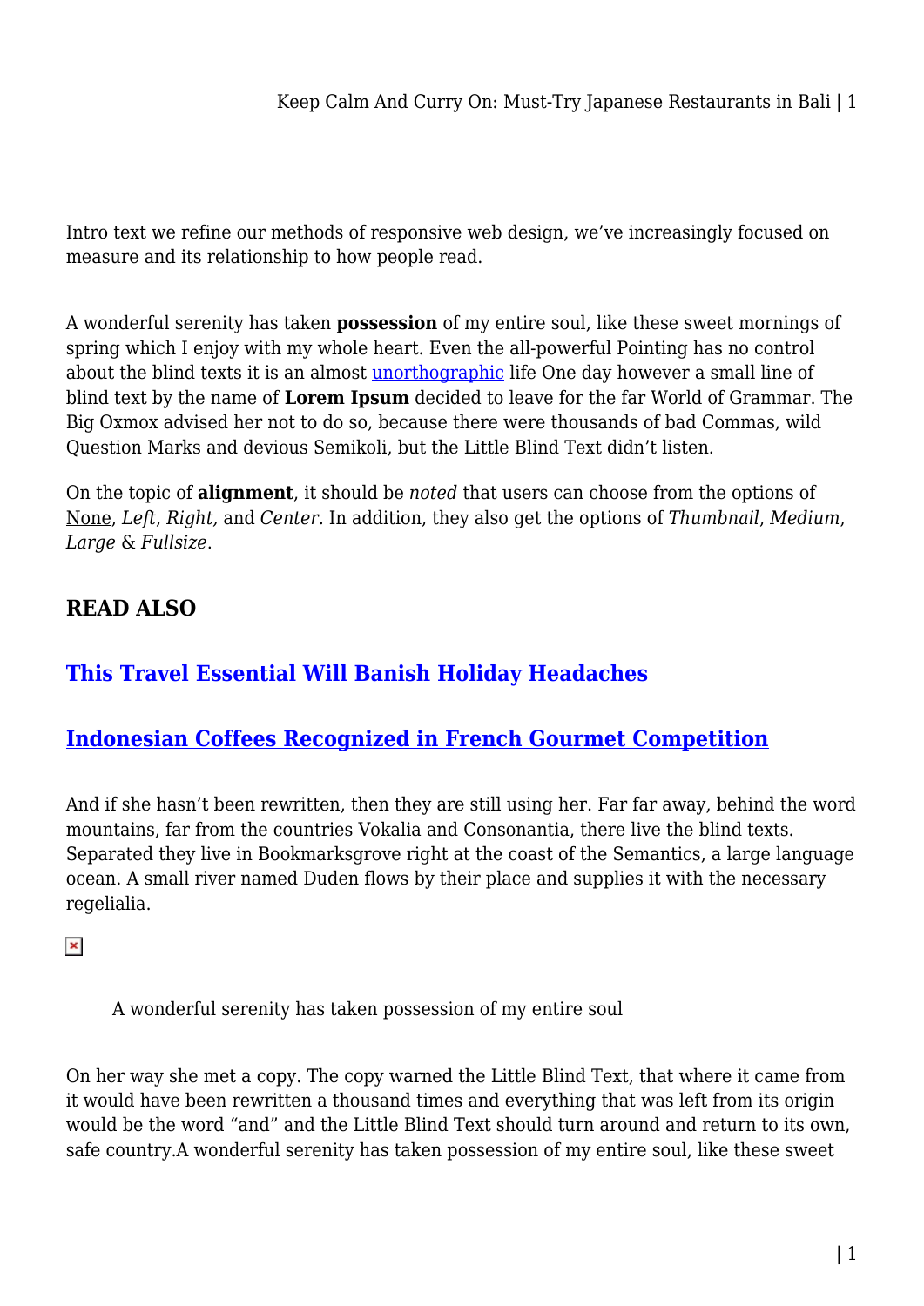Intro text we refine our methods of responsive web design, we've increasingly focused on measure and its relationship to how people read.

A wonderful serenity has taken **possession** of my entire soul, like these sweet mornings of spring which I enjoy with my whole heart. Even the all-powerful Pointing has no control about the blind texts it is an almost unorthographic life One day however a small line of blind text by the name of **Lorem Ipsum** decided to leave for the far World of Grammar. The Big Oxmox advised her not to do so, because there were thousands of bad Commas, wild Question Marks and devious Semikoli, but the Little Blind Text didn't listen.

On the topic of **alignment**, it should be *noted* that users can choose from the options of None, *Left*, *Right,* and *Center*. In addition, they also get the options of *Thumbnail*, *Medium*, *Large* & *Fullsize*.

## READ ALSO

### This Travel Essential Will Banish Holiday Headaches

### Indonesian Coffees Recognized in French Gourmet Competition

And if she hasn't been rewritten, then they are still using her. Far far away, behind the word mountains, far from the countries Vokalia and Consonantia, there live the blind texts. Separated they live in Bookmarksgrove right at the coast of the Semantics, a large language ocean. A small river named Duden flows by their place and supplies it with the necessary regelialia.

> A wonderful serenity has taken possession of my entire soul

On her way she met a copy. The copy warned the Little Blind Text, that where it came from it would have been rewritten a thousand times and everything that was left from its origin would be the word "and" and the Little Blind Text should turn around and return to its own, safe country.A wonderful serenity has taken possession of my entire soul, like these sweet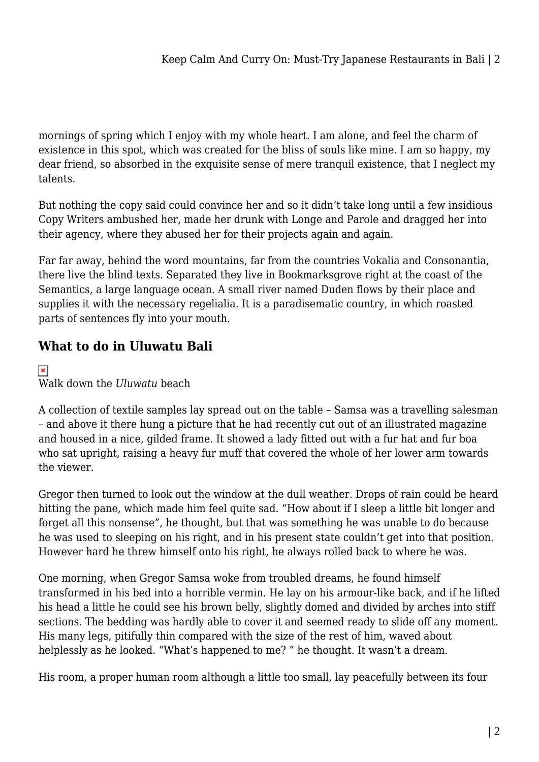mornings of spring which I enjoy with my whole heart. I am alone, and feel the charm of existence in this spot, which was created for the bliss of souls like mine. I am so happy, my dear friend, so absorbed in the exquisite sense of mere tranquil existence, that I neglect my talents.

But nothing the copy said could convince her and so it didn't take long until a few insidious Copy Writers ambushed her, made her drunk with Longe and Parole and dragged her into their agency, where they abused her for their projects again and again.

Far far away, behind the word mountains, far from the countries Vokalia and Consonantia, there live the blind texts. Separated they live in Bookmarksgrove right at the coast of the Semantics, a large language ocean. A small river named Duden flows by their place and supplies it with the necessary regelialia. It is a paradisematic country, in which roasted parts of sentences fly into your mouth.

## What to do in Uluwatu Bali

Walk down the *Uluwatu* beach

A collection of textile samples lay spread out on the table – Samsa was a travelling salesman – and above it there hung a picture that he had recently cut out of an illustrated magazine and housed in a nice, gilded frame. It showed a lady fitted out with a fur hat and fur boa who sat upright, raising a heavy fur muff that covered the whole of her lower arm towards the viewer.

Gregor then turned to look out the window at the dull weather. Drops of rain could be heard hitting the pane, which made him feel quite sad. "How about if I sleep a little bit longer and forget all this nonsense", he thought, but that was something he was unable to do because he was used to sleeping on his right, and in his present state couldn't get into that position. However hard he threw himself onto his right, he always rolled back to where he was.

One morning, when Gregor Samsa woke from troubled dreams, he found himself transformed in his bed into a horrible vermin. He lay on his armour-like back, and if he lifted his head a little he could see his brown belly, slightly domed and divided by arches into stiff sections. The bedding was hardly able to cover it and seemed ready to slide off any moment. His many legs, pitifully thin compared with the size of the rest of him, waved about helplessly as he looked. "What's happened to me? " he thought. It wasn't a dream.

His room, a proper human room although a little too small, lay peacefully between its four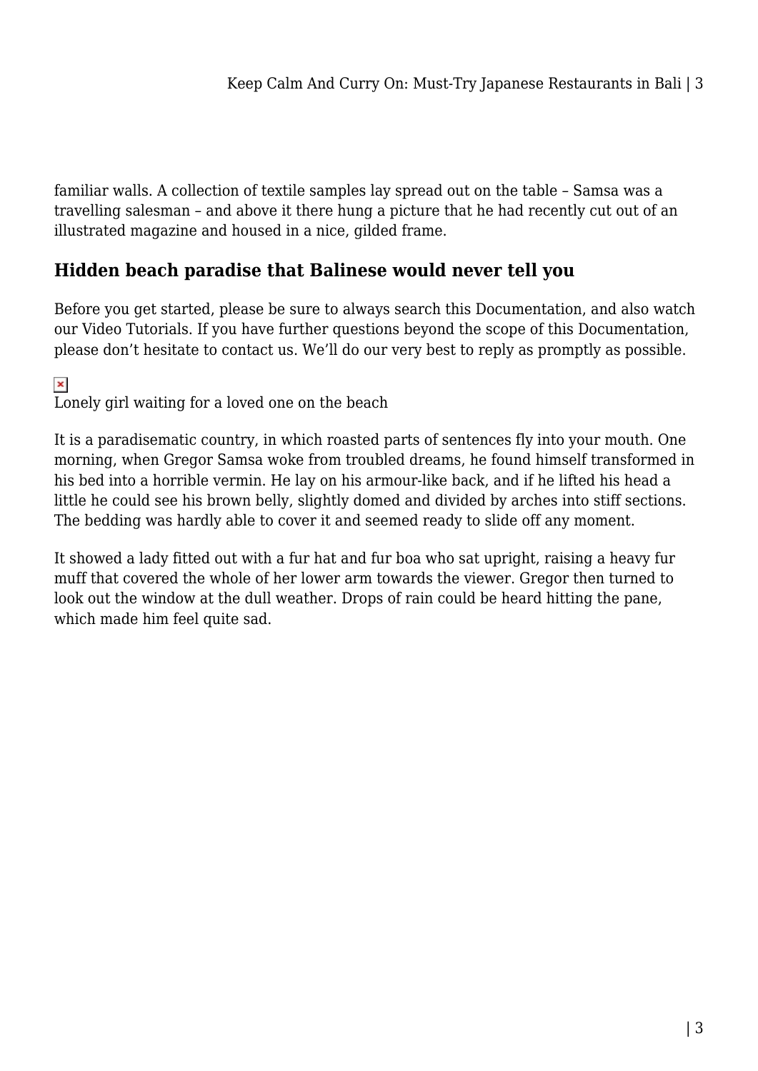familiar walls. A collection of textile samples lay spread out on the table – Samsa was a travelling salesman – and above it there hung a picture that he had recently cut out of an illustrated magazine and housed in a nice, gilded frame.

## Hidden beach paradise that Balinese would never tell you

Before you get started, please be sure to always search this Documentation, and also watch our Video Tutorials. If you have further questions beyond the scope of this Documentation, please don't hesitate to contact us. We'll do our very best to reply as promptly as possible.

Lonely girl waiting for a loved one on the beach

It is a paradisematic country, in which roasted parts of sentences fly into your mouth. One morning, when Gregor Samsa woke from troubled dreams, he found himself transformed in his bed into a horrible vermin. He lay on his armour-like back, and if he lifted his head a little he could see his brown belly, slightly domed and divided by arches into stiff sections. The bedding was hardly able to cover it and seemed ready to slide off any moment.

It showed a lady fitted out with a fur hat and fur boa who sat upright, raising a heavy fur muff that covered the whole of her lower arm towards the viewer. Gregor then turned to look out the window at the dull weather. Drops of rain could be heard hitting the pane, which made him feel quite sad.